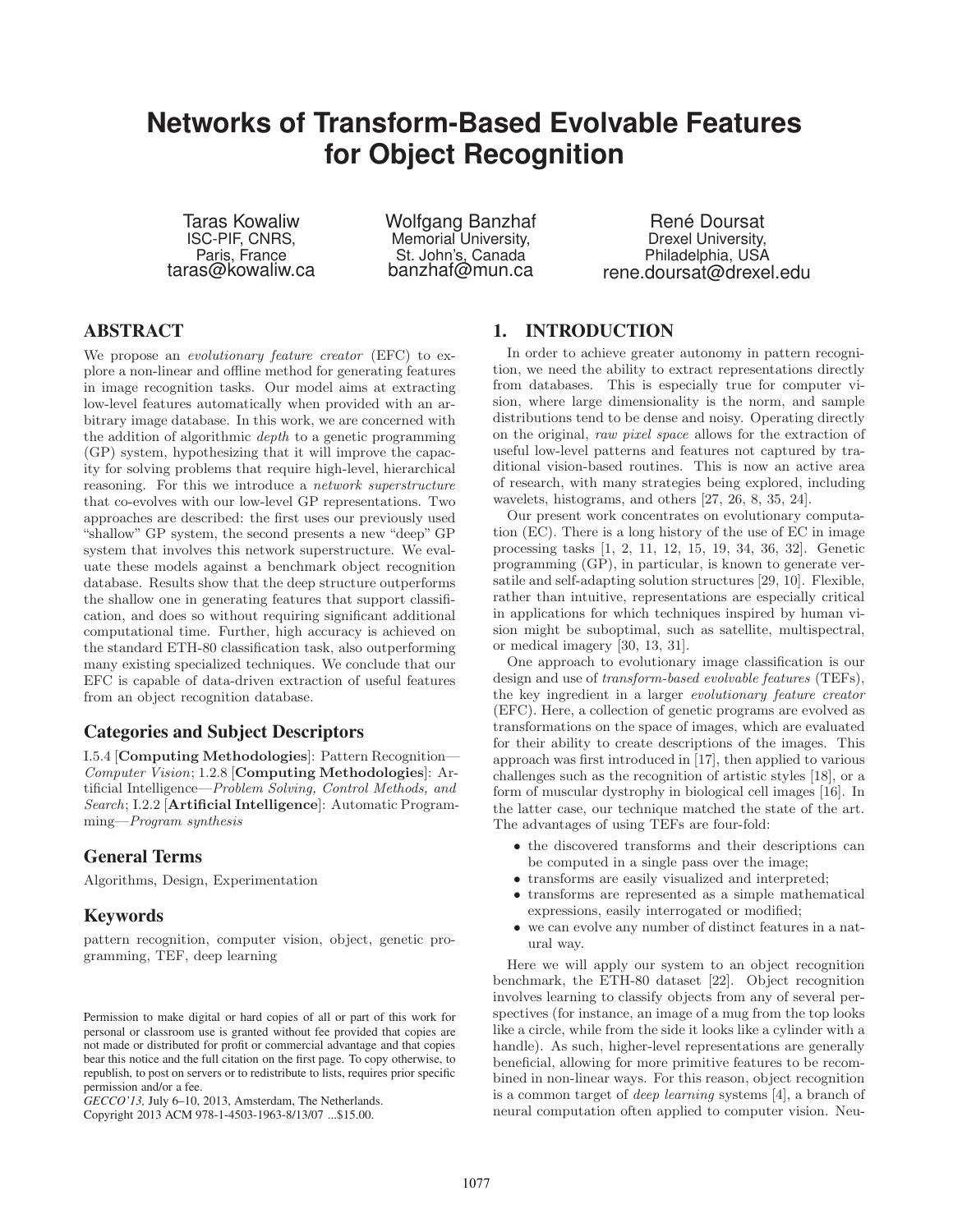# Networks of Transform-Based Evolvable Features for Object Recognition

Taras Kowaliw
ISC-PIF, CNRS,
Paris, France
taras@kowaliw.ca

Wolfgang Banzhaf
Memorial University,
St. John's, Canada
banzhaf@mun.ca

René Doursat
Drexel University,
Philadelphia, USA
rene.doursat@drexel.edu

## ABSTRACT

We propose an *evolutionary feature creator* (EFC) to explore a non-linear and offline method for generating features in image recognition tasks. Our model aims at extracting low-level features automatically when provided with an arbitrary image database. In this work, we are concerned with the addition of algorithmic *depth* to a genetic programming (GP) system, hypothesizing that it will improve the capacity for solving problems that require high-level, hierarchical reasoning. For this we introduce a *network superstructure* that co-evolves with our low-level GP representations. Two approaches are described: the first uses our previously used "shallow" GP system, the second presents a new "deep" GP system that involves this network superstructure. We evaluate these models against a benchmark object recognition database. Results show that the deep structure outperforms the shallow one in generating features that support classification, and does so without requiring significant additional computational time. Further, high accuracy is achieved on the standard ETH-80 classification task, also outperforming many existing specialized techniques. We conclude that our EFC is capable of data-driven extraction of useful features from an object recognition database.

### Categories and Subject Descriptors

I.5.4 [**Computing Methodologies**]: Pattern Recognition—*Computer Vision*; I.2.8 [**Computing Methodologies**]: Artificial Intelligence—*Problem Solving, Control Methods, and Search*; I.2.2 [**Artificial Intelligence**]: Automatic Programming—*Program synthesis*

### General Terms

Algorithms, Design, Experimentation

### Keywords

pattern recognition, computer vision, object, genetic programming, TEF, deep learning

Permission to make digital or hard copies of all or part of this work for personal or classroom use is granted without fee provided that copies are not made or distributed for profit or commercial advantage and that copies bear this notice and the full citation on the first page. To copy otherwise, to republish, to post on servers or to redistribute to lists, requires prior specific permission and/or a fee.
*GECCO'13,* July 6–10, 2013, Amsterdam, The Netherlands.
Copyright 2013 ACM 978-1-4503-1963-8/13/07 ...$15.00.

## 1. INTRODUCTION

In order to achieve greater autonomy in pattern recognition, we need the ability to extract representations directly from databases. This is especially true for computer vision, where large dimensionality is the norm, and sample distributions tend to be dense and noisy. Operating directly on the original, *raw pixel space* allows for the extraction of useful low-level patterns and features not captured by traditional vision-based routines. This is now an active area of research, with many strategies being explored, including wavelets, histograms, and others [27, 26, 8, 35, 24].

Our present work concentrates on evolutionary computation (EC). There is a long history of the use of EC in image processing tasks [1, 2, 11, 12, 15, 19, 34, 36, 32]. Genetic programming (GP), in particular, is known to generate versatile and self-adapting solution structures [29, 10]. Flexible, rather than intuitive, representations are especially critical in applications for which techniques inspired by human vision might be suboptimal, such as satellite, multispectral, or medical imagery [30, 13, 31].

One approach to evolutionary image classification is our design and use of *transform-based evolvable features* (TEFs), the key ingredient in a larger *evolutionary feature creator* (EFC). Here, a collection of genetic programs are evolved as transformations on the space of images, which are evaluated for their ability to create descriptions of the images. This approach was first introduced in [17], then applied to various challenges such as the recognition of artistic styles [18], or a form of muscular dystrophy in biological cell images [16]. In the latter case, our technique matched the state of the art. The advantages of using TEFs are four-fold:

- the discovered transforms and their descriptions can be computed in a single pass over the image;
- transforms are easily visualized and interpreted;
- transforms are represented as a simple mathematical expressions, easily interrogated or modified;
- we can evolve any number of distinct features in a natural way.

Here we will apply our system to an object recognition benchmark, the ETH-80 dataset [22]. Object recognition involves learning to classify objects from any of several perspectives (for instance, an image of a mug from the top looks like a circle, while from the side it looks like a cylinder with a handle). As such, higher-level representations are generally beneficial, allowing for more primitive features to be recombined in non-linear ways. For this reason, object recognition is a common target of *deep learning* systems [4], a branch of neural computation often applied to computer vision. Neu-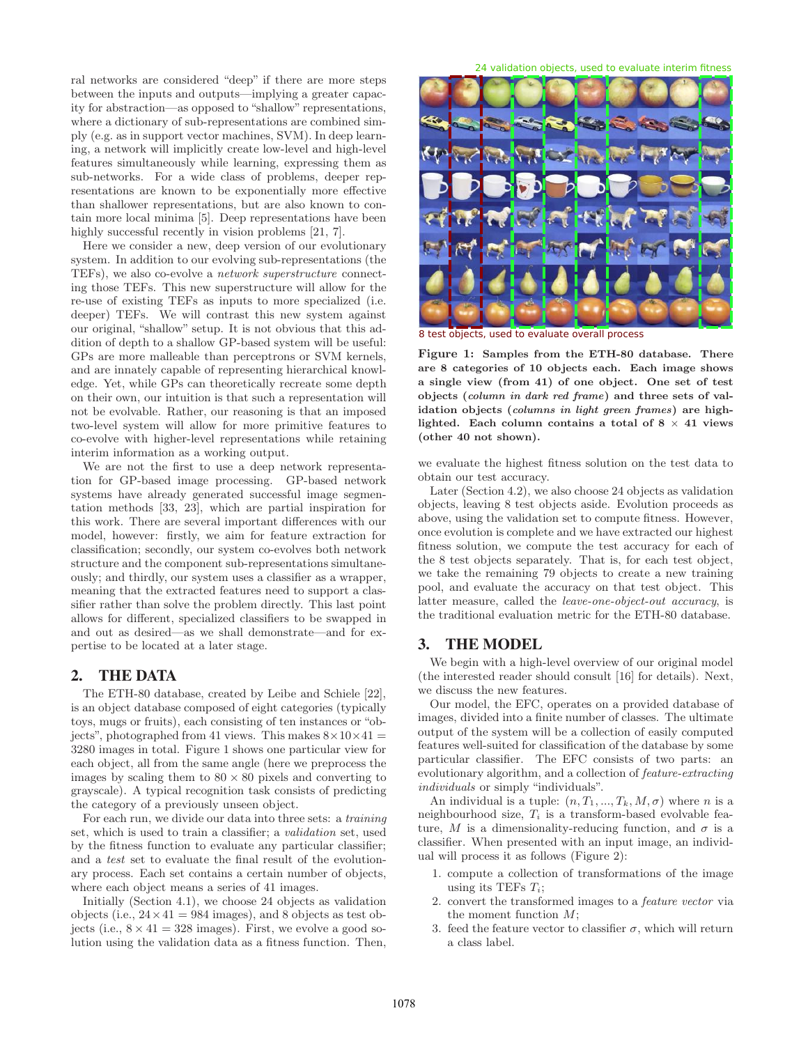ral networks are considered "deep" if there are more steps between the inputs and outputs—implying a greater capacity for abstraction—as opposed to "shallow" representations, where a dictionary of sub-representations are combined simply (e.g. as in support vector machines, SVM). In deep learning, a network will implicitly create low-level and high-level features simultaneously while learning, expressing them as sub-networks. For a wide class of problems, deeper representations are known to be exponentially more effective than shallower representations, but are also known to contain more local minima [5]. Deep representations have been highly successful recently in vision problems [21, 7].

Here we consider a new, deep version of our evolutionary system. In addition to our evolving sub-representations (the TEFs), we also co-evolve a *network superstructure* connecting those TEFs. This new superstructure will allow for the re-use of existing TEFs as inputs to more specialized (i.e. deeper) TEFs. We will contrast this new system against our original, "shallow" setup. It is not obvious that this addition of depth to a shallow GP-based system will be useful: GPs are more malleable than perceptrons or SVM kernels, and are innately capable of representing hierarchical knowledge. Yet, while GPs can theoretically recreate some depth on their own, our intuition is that such a representation will not be evolvable. Rather, our reasoning is that an imposed two-level system will allow for more primitive features to co-evolve with higher-level representations while retaining interim information as a working output.

We are not the first to use a deep network representation for GP-based image processing. GP-based network systems have already generated successful image segmentation methods [33, 23], which are partial inspiration for this work. There are several important differences with our model, however: firstly, we aim for feature extraction for classification; secondly, our system co-evolves both network structure and the component sub-representations simultaneously; and thirdly, our system uses a classifier as a wrapper, meaning that the extracted features need to support a classifier rather than solve the problem directly. This last point allows for different, specialized classifiers to be swapped in and out as desired—as we shall demonstrate—and for expertise to be located at a later stage.

## 2. THE DATA

The ETH-80 database, created by Leibe and Schiele [22], is an object database composed of eight categories (typically toys, mugs or fruits), each consisting of ten instances or "objects", photographed from 41 views. This makes $8 \times 10 \times 41 = 3280$ images in total. Figure 1 shows one particular view for each object, all from the same angle (here we preprocess the images by scaling them to $80 \times 80$ pixels and converting to grayscale). A typical recognition task consists of predicting the category of a previously unseen object.

For each run, we divide our data into three sets: a *training* set, which is used to train a classifier; a *validation* set, used by the fitness function to evaluate any particular classifier; and a *test* set to evaluate the final result of the evolutionary process. Each set contains a certain number of objects, where each object means a series of 41 images.

Initially (Section 4.1), we choose 24 objects as validation objects (i.e., $24 \times 41 = 984$ images), and 8 objects as test objects (i.e., $8 \times 41 = 328$ images). First, we evolve a good solution using the validation data as a fitness function. Then,

24 validation objects, used to evaluate interim fitness

8 test objects, used to evaluate overall process

**Figure 1: Samples from the ETH-80 database. There are 8 categories of 10 objects each. Each image shows a single view (from 41) of one object. One set of test objects (*column in dark red frame*) and three sets of validation objects (*columns in light green frames*) are highlighted. Each column contains a total of 8 × 41 views (other 40 not shown).**

we evaluate the highest fitness solution on the test data to obtain our test accuracy.

Later (Section 4.2), we also choose 24 objects as validation objects, leaving 8 test objects aside. Evolution proceeds as above, using the validation set to compute fitness. However, once evolution is complete and we have extracted our highest fitness solution, we compute the test accuracy for each of the 8 test objects separately. That is, for each test object, we take the remaining 79 objects to create a new training pool, and evaluate the accuracy on that test object. This latter measure, called the *leave-one-object-out accuracy*, is the traditional evaluation metric for the ETH-80 database.

## 3. THE MODEL

We begin with a high-level overview of our original model (the interested reader should consult [16] for details). Next, we discuss the new features.

Our model, the EFC, operates on a provided database of images, divided into a finite number of classes. The ultimate output of the system will be a collection of easily computed features well-suited for classification of the database by some particular classifier. The EFC consists of two parts: an evolutionary algorithm, and a collection of *feature-extracting individuals* or simply "individuals".

An individual is a tuple: $(n, T_1, ..., T_k, M, \sigma)$ where $n$ is a neighbourhood size, $T_i$ is a transform-based evolvable feature, $M$ is a dimensionality-reducing function, and $\sigma$ is a classifier. When presented with an input image, an individual will process it as follows (Figure 2):

1. compute a collection of transformations of the image using its TEFs $T_i$;
2. convert the transformed images to a *feature vector* via the moment function $M$;
3. feed the feature vector to classifier $\sigma$, which will return a class label.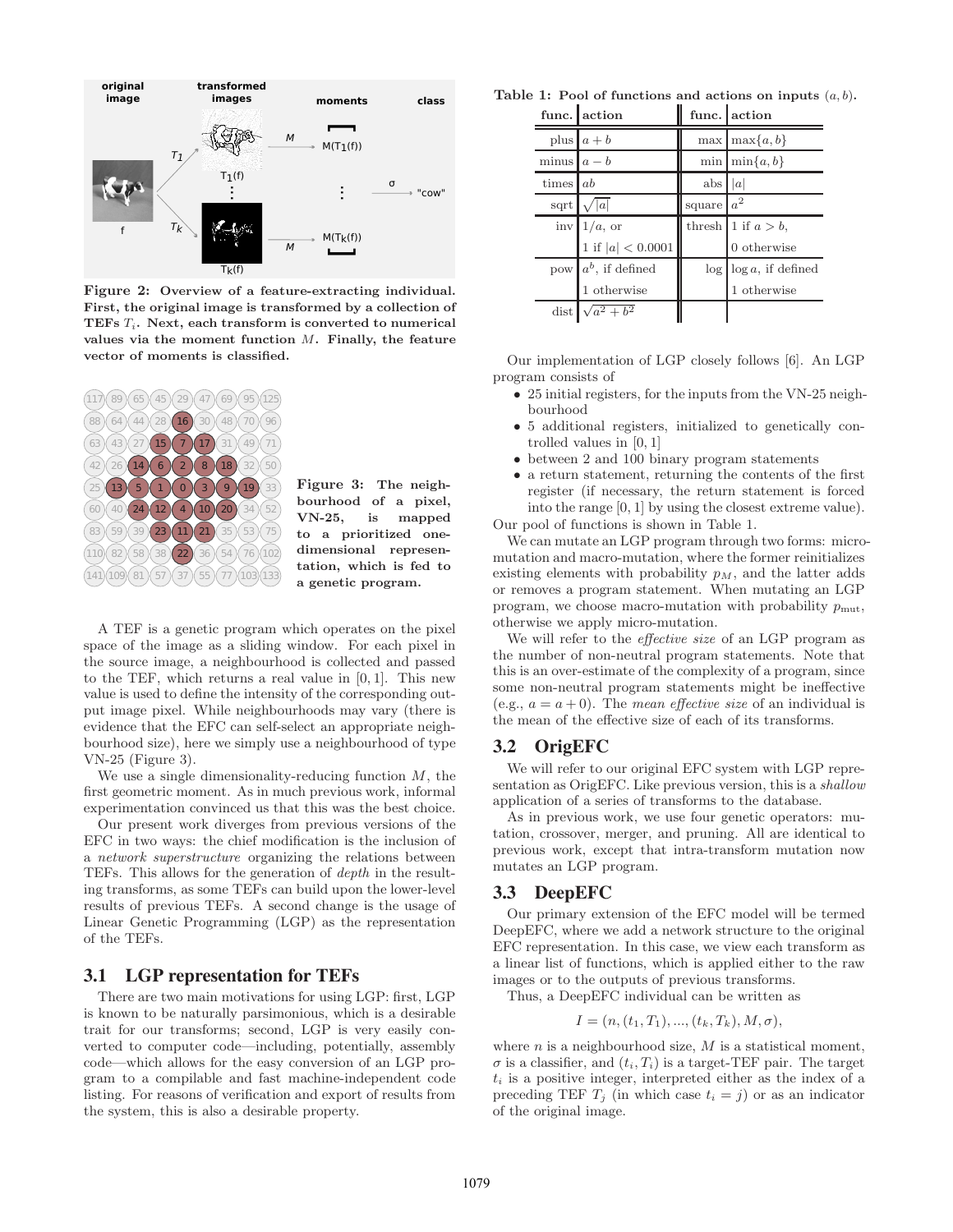Figure 2: Overview of a feature-extracting individual. First, the original image is transformed by a collection of TEFs $T_i$. Next, each transform is converted to numerical values via the moment function $M$. Finally, the feature vector of moments is classified.

Figure 3: The neighbourhood of a pixel, VN-25, is mapped to a prioritized one-dimensional representation, which is fed to a genetic program.

A TEF is a genetic program which operates on the pixel space of the image as a sliding window. For each pixel in the source image, a neighbourhood is collected and passed to the TEF, which returns a real value in $[0, 1]$. This new value is used to define the intensity of the corresponding output image pixel. While neighbourhoods may vary (there is evidence that the EFC can self-select an appropriate neighbourhood size), here we simply use a neighbourhood of type VN-25 (Figure 3).

We use a single dimensionality-reducing function $M$, the first geometric moment. As in much previous work, informal experimentation convinced us that this was the best choice.

Our present work diverges from previous versions of the EFC in two ways: the chief modification is the inclusion of a *network superstructure* organizing the relations between TEFs. This allows for the generation of *depth* in the resulting transforms, as some TEFs can build upon the lower-level results of previous TEFs. A second change is the usage of Linear Genetic Programming (LGP) as the representation of the TEFs.

## 3.1 LGP representation for TEFs

There are two main motivations for using LGP: first, LGP is known to be naturally parsimonious, which is a desirable trait for our transforms; second, LGP is very easily converted to computer code—including, potentially, assembly code—which allows for the easy conversion of an LGP program to a compilable and fast machine-independent code listing. For reasons of verification and export of results from the system, this is also a desirable property.

**Table 1: Pool of functions and actions on inputs $(a, b)$.**

| func. | action | func. | action |
|---|---|---|---|
| plus | $a + b$ | max | $\max\{a, b\}$ |
| minus | $a - b$ | min | $\min\{a, b\}$ |
| times | $ab$ | abs | $\lvert a \rvert$ |
| sqrt | $\sqrt{\lvert a \rvert}$ | square | $a^2$ |
| inv | $1/a$, or 1 if $\lvert a \rvert < 0.0001$ | thresh | 1 if $a > b$, 0 otherwise |
| pow | $a^b$, if defined 1 otherwise | log | $\log a$, if defined 1 otherwise |
| dist | $\sqrt{a^2 + b^2}$ | | |

Our implementation of LGP closely follows [6]. An LGP program consists of

- 25 initial registers, for the inputs from the VN-25 neighbourhood
- 5 additional registers, initialized to genetically controlled values in $[0, 1]$
- between 2 and 100 binary program statements
- a return statement, returning the contents of the first register (if necessary, the return statement is forced into the range $[0, 1]$ by using the closest extreme value).

Our pool of functions is shown in Table 1.

We can mutate an LGP program through two forms: micro-mutation and macro-mutation, where the former reinitializes existing elements with probability $p_M$, and the latter adds or removes a program statement. When mutating an LGP program, we choose macro-mutation with probability $p_{\text{mut}}$, otherwise we apply micro-mutation.

We will refer to the *effective size* of an LGP program as the number of non-neutral program statements. Note that this is an over-estimate of the complexity of a program, since some non-neutral program statements might be ineffective (e.g., $a = a + 0$). The *mean effective size* of an individual is the mean of the effective size of each of its transforms.

## 3.2 OrigEFC

We will refer to our original EFC system with LGP representation as OrigEFC. Like previous version, this is a *shallow* application of a series of transforms to the database.

As in previous work, we use four genetic operators: mutation, crossover, merger, and pruning. All are identical to previous work, except that intra-transform mutation now mutates an LGP program.

## 3.3 DeepEFC

Our primary extension of the EFC model will be termed DeepEFC, where we add a network structure to the original EFC representation. In this case, we view each transform as a linear list of functions, which is applied either to the raw images or to the outputs of previous transforms.

Thus, a DeepEFC individual can be written as

$$I = (n, (t_1, T_1), ..., (t_k, T_k), M, \sigma),$$

where $n$ is a neighbourhood size, $M$ is a statistical moment, $\sigma$ is a classifier, and $(t_i, T_i)$ is a target-TEF pair. The target $t_i$ is a positive integer, interpreted either as the index of a preceding TEF $T_j$ (in which case $t_i = j$) or as an indicator of the original image.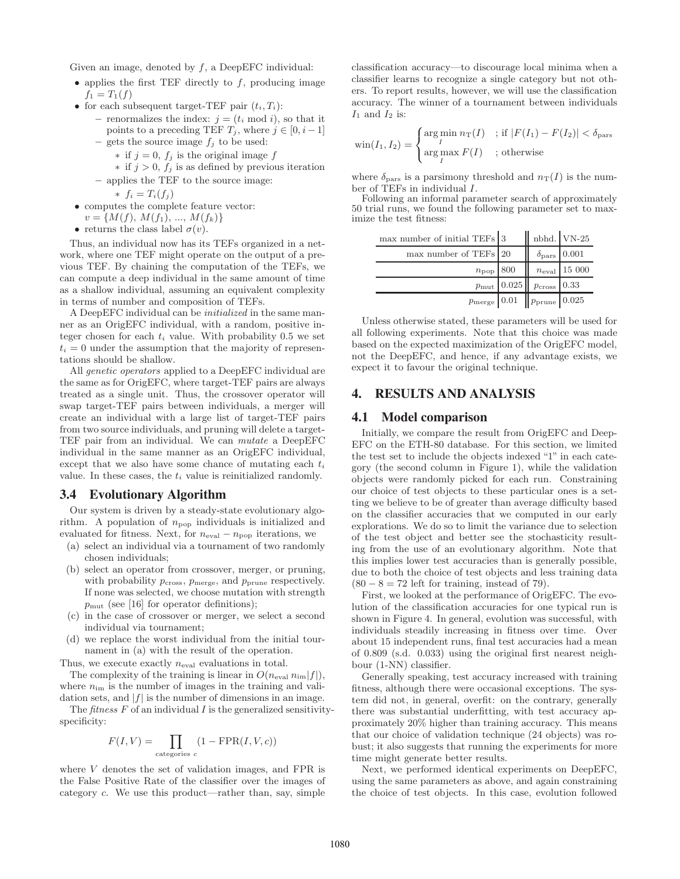Given an image, denoted by $f$, a DeepEFC individual:

- applies the first TEF directly to $f$, producing image $f_1 = T_1(f)$
- for each subsequent target-TEF pair $(t_i, T_i)$:
  - renormalizes the index: $j = (t_i \bmod i)$, so that it points to a preceding TEF $T_j$, where $j \in [0, i-1]$
  - gets the source image $f_j$ to be used:
    - if $j = 0$, $f_j$ is the original image $f$
    - if $j > 0$, $f_j$ is as defined by previous iteration
  - applies the TEF to the source image:
    - $f_i = T_i(f_j)$
- computes the complete feature vector: $v = \{M(f), M(f_1), ..., M(f_k)\}$
- returns the class label $\sigma(v)$.

Thus, an individual now has its TEFs organized in a network, where one TEF might operate on the output of a previous TEF. By chaining the computation of the TEFs, we can compute a deep individual in the same amount of time as a shallow individual, assuming an equivalent complexity in terms of number and composition of TEFs.

A DeepEFC individual can be *initialized* in the same manner as an OrigEFC individual, with a random, positive integer chosen for each $t_i$ value. With probability 0.5 we set $t_i = 0$ under the assumption that the majority of representations should be shallow.

All *genetic operators* applied to a DeepEFC individual are the same as for OrigEFC, where target-TEF pairs are always treated as a single unit. Thus, the crossover operator will swap target-TEF pairs between individuals, a merger will create an individual with a large list of target-TEF pairs from two source individuals, and pruning will delete a target-TEF pair from an individual. We can *mutate* a DeepEFC individual in the same manner as an OrigEFC individual, except that we also have some chance of mutating each $t_i$ value. In these cases, the $t_i$ value is reinitialized randomly.

### 3.4 Evolutionary Algorithm

Our system is driven by a steady-state evolutionary algorithm. A population of $n_{\text{pop}}$ individuals is initialized and evaluated for fitness. Next, for $n_{\text{eval}} - n_{\text{pop}}$ iterations, we

(a) select an individual via a tournament of two randomly chosen individuals;

(b) select an operator from crossover, merger, or pruning, with probability $p_{\text{cross}}$, $p_{\text{merge}}$, and $p_{\text{prune}}$ respectively. If none was selected, we choose mutation with strength $p_{\text{mut}}$ (see [16] for operator definitions);

(c) in the case of crossover or merger, we select a second individual via tournament;

(d) we replace the worst individual from the initial tournament in (a) with the result of the operation.

Thus, we execute exactly $n_{\text{eval}}$ evaluations in total.

The complexity of the training is linear in $O(n_{\text{eval}}\, n_{\text{im}} |f|)$, where $n_{\text{im}}$ is the number of images in the training and validation sets, and $|f|$ is the number of dimensions in an image.

The *fitness* $F$ of an individual $I$ is the generalized sensitivity-specificity:

$$F(I, V) = \prod_{\text{categories } c} (1 - \text{FPR}(I, V, c))$$

where $V$ denotes the set of validation images, and FPR is the False Positive Rate of the classifier over the images of category $c$. We use this product—rather than, say, simple classification accuracy—to discourage local minima when a classifier learns to recognize a single category but not others. To report results, however, we will use the classification accuracy. The winner of a tournament between individuals $I_1$ and $I_2$ is:

$$\text{win}(I_1, I_2) = \begin{cases} \arg\min\limits_I n_{\text{T}}(I) & ; \text{if } |F(I_1) - F(I_2)| < \delta_{\text{pars}} \\ \arg\max\limits_I F(I) & ; \text{otherwise} \end{cases}$$

where $\delta_{\text{pars}}$ is a parsimony threshold and $n_{\text{T}}(I)$ is the number of TEFs in individual $I$.

Following an informal parameter search of approximately 50 trial runs, we found the following parameter set to maximize the test fitness:

| | | | |
|---|---|---|---|
| max number of initial TEFs | 3 | nbhd. | VN-25 |
| max number of TEFs | 20 | $\delta_{\text{pars}}$ | 0.001 |
| $n_{\text{pop}}$ | 800 | $n_{\text{eval}}$ | 15 000 |
| $p_{\text{mut}}$ | 0.025 | $p_{\text{cross}}$ | 0.33 |
| $p_{\text{merge}}$ | 0.01 | $p_{\text{prune}}$ | 0.025 |

Unless otherwise stated, these parameters will be used for all following experiments. Note that this choice was made based on the expected maximization of the OrigEFC model, not the DeepEFC, and hence, if any advantage exists, we expect it to favour the original technique.

## 4. RESULTS AND ANALYSIS

### 4.1 Model comparison

Initially, we compare the result from OrigEFC and DeepEFC on the ETH-80 database. For this section, we limited the test set to include the objects indexed "1" in each category (the second column in Figure 1), while the validation objects were randomly picked for each run. Constraining our choice of test objects to these particular ones is a setting we believe to be of greater than average difficulty based on the classifier accuracies that we computed in our early explorations. We do so to limit the variance due to selection of the test object and better see the stochasticity resulting from the use of an evolutionary algorithm. Note that this implies lower test accuracies than is generally possible, due to both the choice of test objects and less training data ($80 - 8 = 72$ left for training, instead of 79).

First, we looked at the performance of OrigEFC. The evolution of the classification accuracies for one typical run is shown in Figure 4. In general, evolution was successful, with individuals steadily increasing in fitness over time. Over about 15 independent runs, final test accuracies had a mean of 0.809 (s.d. 0.033) using the original first nearest neighbour (1-NN) classifier.

Generally speaking, test accuracy increased with training fitness, although there were occasional exceptions. The system did not, in general, overfit: on the contrary, generally there was substantial underfitting, with test accuracy approximately 20% higher than training accuracy. This means that our choice of validation technique (24 objects) was robust; it also suggests that running the experiments for more time might generate better results.

Next, we performed identical experiments on DeepEFC, using the same parameters as above, and again constraining the choice of test objects. In this case, evolution followed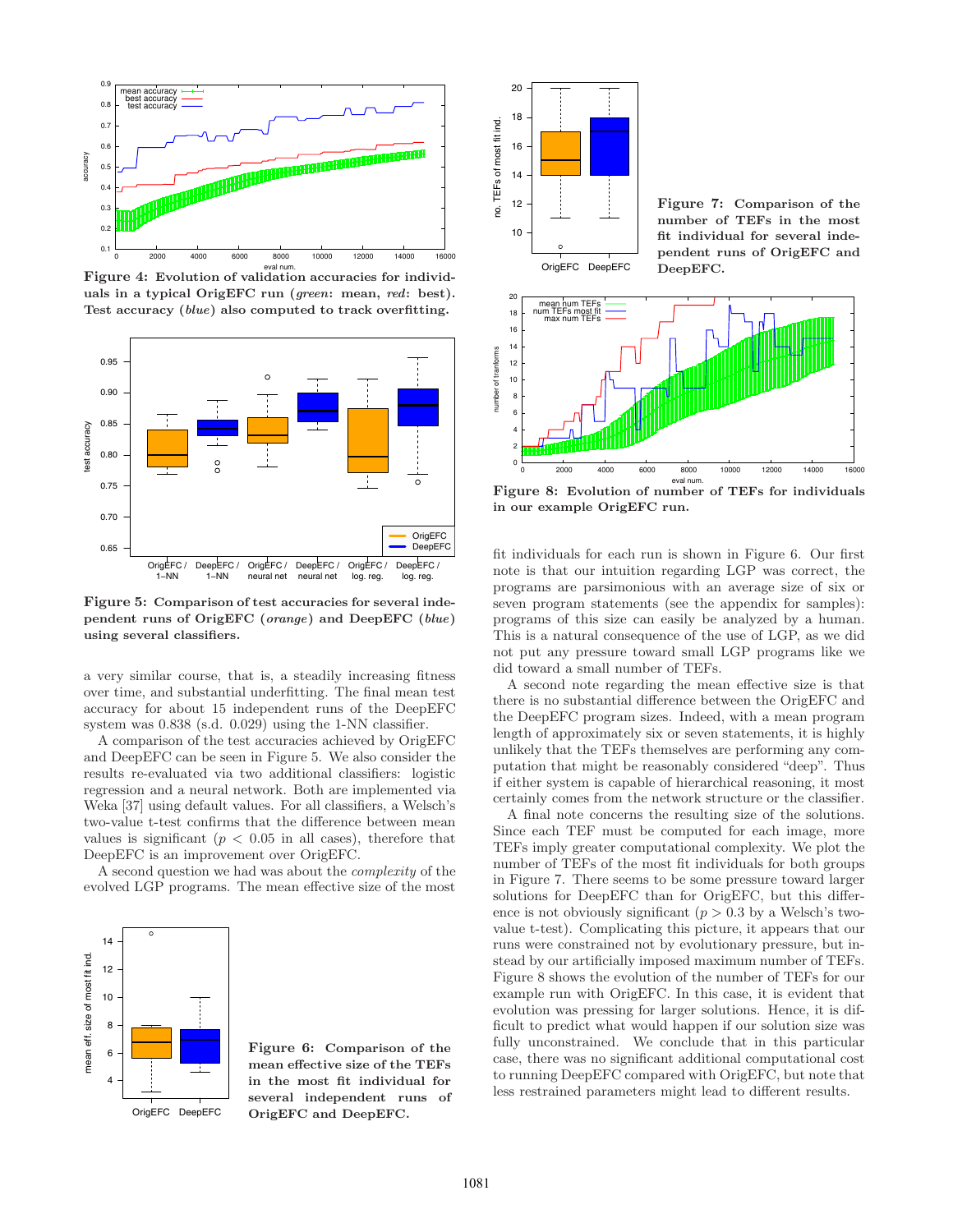0.9
0.8
0.7
0.6
0.5
0.4
0.3
0.2
0.1
accuracy
mean accuracy
best accuracy
test accuracy
0 2000 4000 6000 8000 10000 12000 14000 16000
eval num.

**Figure 4: Evolution of validation accuracies for individuals in a typical OrigEFC run (*green*: mean, *red*: best). Test accuracy (*blue*) also computed to track overfitting.**

0.95
0.90
0.85
0.80
0.75
0.70
0.65
test accuracy
OrigEFC
DeepEFC
OrigEFC / 1–NN
DeepEFC / 1–NN
OrigEFC / neural net
DeepEFC / neural net
OrigEFC / log. reg.
DeepEFC / log. reg.

**Figure 5: Comparison of test accuracies for several independent runs of OrigEFC (*orange*) and DeepEFC (*blue*) using several classifiers.**

a very similar course, that is, a steadily increasing fitness over time, and substantial underfitting. The final mean test accuracy for about 15 independent runs of the DeepEFC system was 0.838 (s.d. 0.029) using the 1-NN classifier.

A comparison of the test accuracies achieved by OrigEFC and DeepEFC can be seen in Figure 5. We also consider the results re-evaluated via two additional classifiers: logistic regression and a neural network. Both are implemented via Weka [37] using default values. For all classifiers, a Welsch's two-value t-test confirms that the difference between mean values is significant ($p < 0.05$ in all cases), therefore that DeepEFC is an improvement over OrigEFC.

A second question we had was about the *complexity* of the evolved LGP programs. The mean effective size of the most fit individuals for each run is shown in Figure 6. Our first note is that our intuition regarding LGP was correct, the programs are parsimonious with an average size of six or seven program statements (see the appendix for samples): programs of this size can easily be analyzed by a human. This is a natural consequence of the use of LGP, as we did not put any pressure toward small LGP programs like we did toward a small number of TEFs.

14
12
10
8
6
4
mean eff. size of most fit ind.
OrigEFC DeepEFC

**Figure 6: Comparison of the mean effective size of the TEFs in the most fit individual for several independent runs of OrigEFC and DeepEFC.**

20
18
16
14
12
10
no. TEFs of most fit ind.
OrigEFC DeepEFC

**Figure 7: Comparison of the number of TEFs in the most fit individual for several independent runs of OrigEFC and DeepEFC.**

20
18
16
14
12
10
8
6
4
2
0
number of tranforms
mean num TEFs
num TEFs most fit
max num TEFs
0 2000 4000 6000 8000 10000 12000 14000 16000
eval num.

**Figure 8: Evolution of number of TEFs for individuals in our example OrigEFC run.**

A second note regarding the mean effective size is that there is no substantial difference between the OrigEFC and the DeepEFC program sizes. Indeed, with a mean program length of approximately six or seven statements, it is highly unlikely that the TEFs themselves are performing any computation that might be reasonably considered "deep". Thus if either system is capable of hierarchical reasoning, it most certainly comes from the network structure or the classifier.

A final note concerns the resulting size of the solutions. Since each TEF must be computed for each image, more TEFs imply greater computational complexity. We plot the number of TEFs of the most fit individuals for both groups in Figure 7. There seems to be some pressure toward larger solutions for DeepEFC than for OrigEFC, but this difference is not obviously significant ($p > 0.3$ by a Welsch's two-value t-test). Complicating this picture, it appears that our runs were constrained not by evolutionary pressure, but instead by our artificially imposed maximum number of TEFs. Figure 8 shows the evolution of the number of TEFs for our example run with OrigEFC. In this case, it is evident that evolution was pressing for larger solutions. Hence, it is difficult to predict what would happen if our solution size was fully unconstrained. We conclude that in this particular case, there was no significant additional computational cost to running DeepEFC compared with OrigEFC, but note that less restrained parameters might lead to different results.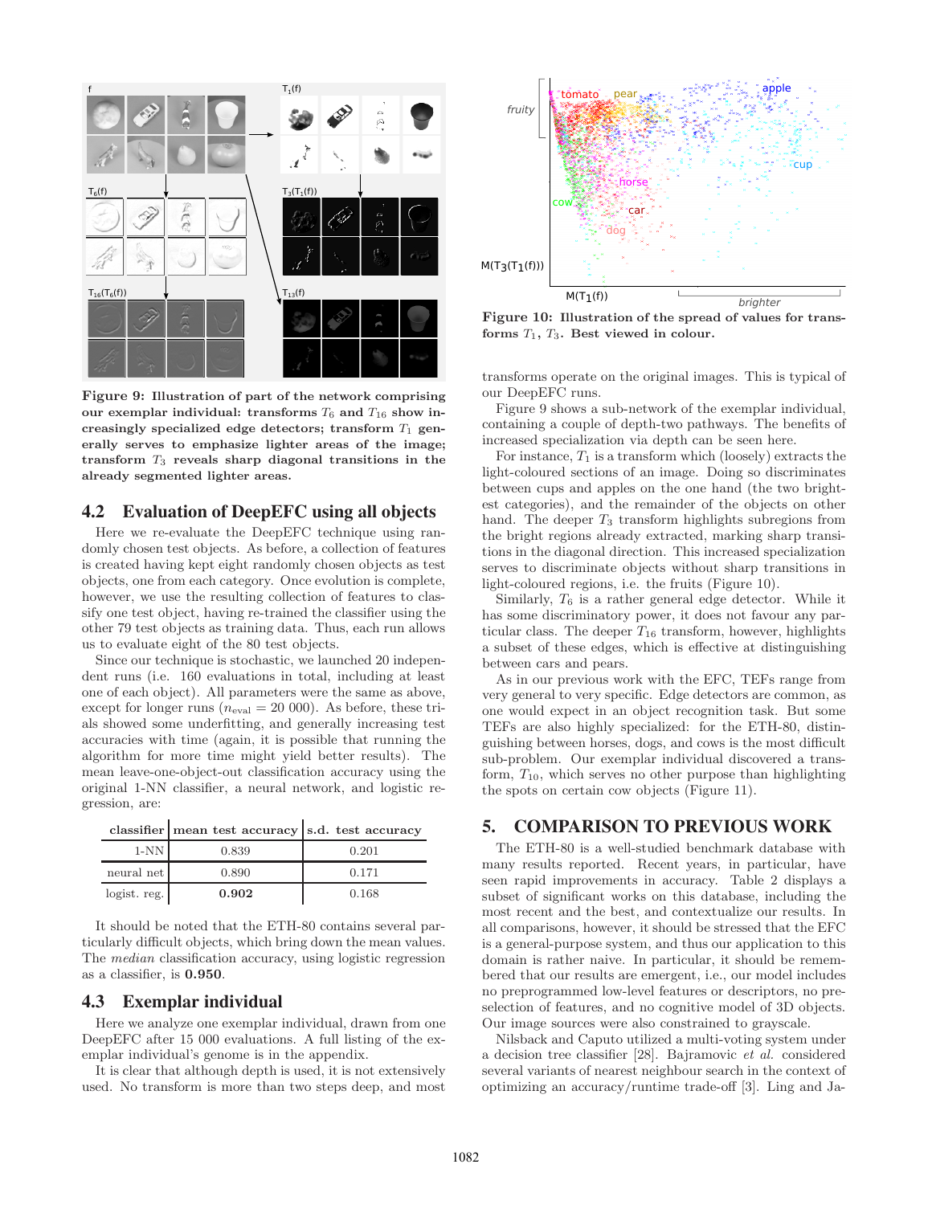Figure 9: Illustration of part of the network comprising our exemplar individual: transforms $T_6$ and $T_{16}$ show increasingly specialized edge detectors; transform $T_1$ generally serves to emphasize lighter areas of the image; transform $T_3$ reveals sharp diagonal transitions in the already segmented lighter areas.

## 4.2 Evaluation of DeepEFC using all objects

Here we re-evaluate the DeepEFC technique using randomly chosen test objects. As before, a collection of features is created having kept eight randomly chosen objects as test objects, one from each category. Once evolution is complete, however, we use the resulting collection of features to classify one test object, having re-trained the classifier using the other 79 test objects as training data. Thus, each run allows us to evaluate eight of the 80 test objects.

Since our technique is stochastic, we launched 20 independent runs (i.e. 160 evaluations in total, including at least one of each object). All parameters were the same as above, except for longer runs ($n_{\text{eval}} = 20\,000$). As before, these trials showed some underfitting, and generally increasing test accuracies with time (again, it is possible that running the algorithm for more time might yield better results). The mean leave-one-object-out classification accuracy using the original 1-NN classifier, a neural network, and logistic regression, are:

| classifier | mean test accuracy | s.d. test accuracy |
|---|---|---|
| 1-NN | 0.839 | 0.201 |
| neural net | 0.890 | 0.171 |
| logist. reg. | **0.902** | 0.168 |

It should be noted that the ETH-80 contains several particularly difficult objects, which bring down the mean values. The *median* classification accuracy, using logistic regression as a classifier, is **0.950**.

## 4.3 Exemplar individual

Here we analyze one exemplar individual, drawn from one DeepEFC after 15 000 evaluations. A full listing of the exemplar individual's genome is in the appendix.

It is clear that although depth is used, it is not extensively used. No transform is more than two steps deep, and most transforms operate on the original images. This is typical of our DeepEFC runs.

Figure 10: Illustration of the spread of values for transforms $T_1$, $T_3$. Best viewed in colour.

Figure 9 shows a sub-network of the exemplar individual, containing a couple of depth-two pathways. The benefits of increased specialization via depth can be seen here.

For instance, $T_1$ is a transform which (loosely) extracts the light-coloured sections of an image. Doing so discriminates between cups and apples on the one hand (the two brightest categories), and the remainder of the objects on other hand. The deeper $T_3$ transform highlights subregions from the bright regions already extracted, marking sharp transitions in the diagonal direction. This increased specialization serves to discriminate objects without sharp transitions in light-coloured regions, i.e. the fruits (Figure 10).

Similarly, $T_6$ is a rather general edge detector. While it has some discriminatory power, it does not favour any particular class. The deeper $T_{16}$ transform, however, highlights a subset of these edges, which is effective at distinguishing between cars and pears.

As in our previous work with the EFC, TEFs range from very general to very specific. Edge detectors are common, as one would expect in an object recognition task. But some TEFs are also highly specialized: for the ETH-80, distinguishing between horses, dogs, and cows is the most difficult sub-problem. Our exemplar individual discovered a transform, $T_{10}$, which serves no other purpose than highlighting the spots on certain cow objects (Figure 11).

# 5. COMPARISON TO PREVIOUS WORK

The ETH-80 is a well-studied benchmark database with many results reported. Recent years, in particular, have seen rapid improvements in accuracy. Table 2 displays a subset of significant works on this database, including the most recent and the best, and contextualize our results. In all comparisons, however, it should be stressed that the EFC is a general-purpose system, and thus our application to this domain is rather naive. In particular, it should be remembered that our results are emergent, i.e., our model includes no preprogrammed low-level features or descriptors, no preselection of features, and no cognitive model of 3D objects. Our image sources were also constrained to grayscale.

Nilsback and Caputo utilized a multi-voting system under a decision tree classifier [28]. Bajramovic *et al.* considered several variants of nearest neighbour search in the context of optimizing an accuracy/runtime trade-off [3]. Ling and Ja-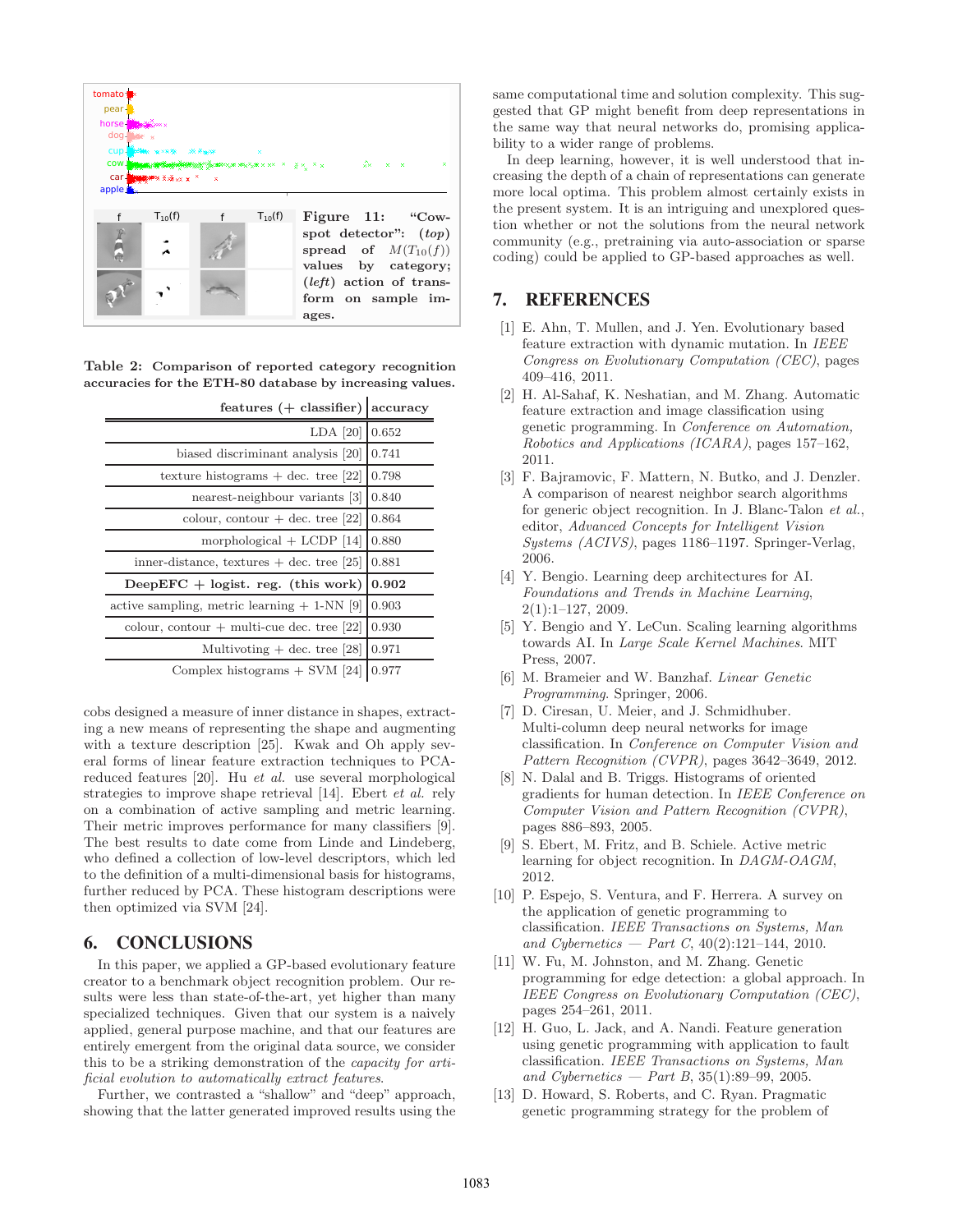tomato
pear
horse
dog
cup
cow
car
apple

f $T_{10}(f)$ f $T_{10}(f)$

**Figure 11: "Cow-spot detector": (*top*) spread of $M(T_{10}(f))$ values by category; (*left*) action of transform on sample images.**

**Table 2: Comparison of reported category recognition accuracies for the ETH-80 database by increasing values.**

| features (+ classifier) | accuracy |
|---:|---|
| LDA [20] | 0.652 |
| biased discriminant analysis [20] | 0.741 |
| texture histograms + dec. tree [22] | 0.798 |
| nearest-neighbour variants [3] | 0.840 |
| colour, contour + dec. tree [22] | 0.864 |
| morphological + LCDP [14] | 0.880 |
| inner-distance, textures + dec. tree [25] | 0.881 |
| **DeepEFC + logist. reg. (this work)** | **0.902** |
| active sampling, metric learning + 1-NN [9] | 0.903 |
| colour, contour + multi-cue dec. tree [22] | 0.930 |
| Multivoting + dec. tree [28] | 0.971 |
| Complex histograms + SVM [24] | 0.977 |

cobs designed a measure of inner distance in shapes, extracting a new means of representing the shape and augmenting with a texture description [25]. Kwak and Oh apply several forms of linear feature extraction techniques to PCA-reduced features [20]. Hu *et al.* use several morphological strategies to improve shape retrieval [14]. Ebert *et al.* rely on a combination of active sampling and metric learning. Their metric improves performance for many classifiers [9]. The best results to date come from Linde and Lindeberg, who defined a collection of low-level descriptors, which led to the definition of a multi-dimensional basis for histograms, further reduced by PCA. These histogram descriptions were then optimized via SVM [24].

## 6. CONCLUSIONS

In this paper, we applied a GP-based evolutionary feature creator to a benchmark object recognition problem. Our results were less than state-of-the-art, yet higher than many specialized techniques. Given that our system is a naively applied, general purpose machine, and that our features are entirely emergent from the original data source, we consider this to be a striking demonstration of the *capacity for artificial evolution to automatically extract features*.

Further, we contrasted a "shallow" and "deep" approach, showing that the latter generated improved results using the same computational time and solution complexity. This suggested that GP might benefit from deep representations in the same way that neural networks do, promising applicability to a wider range of problems.

In deep learning, however, it is well understood that increasing the depth of a chain of representations can generate more local optima. This problem almost certainly exists in the present system. It is an intriguing and unexplored question whether or not the solutions from the neural network community (e.g., pretraining via auto-association or sparse coding) could be applied to GP-based approaches as well.

## 7. REFERENCES

[1] E. Ahn, T. Mullen, and J. Yen. Evolutionary based feature extraction with dynamic mutation. In *IEEE Congress on Evolutionary Computation (CEC)*, pages 409–416, 2011.

[2] H. Al-Sahaf, K. Neshatian, and M. Zhang. Automatic feature extraction and image classification using genetic programming. In *Conference on Automation, Robotics and Applications (ICARA)*, pages 157–162, 2011.

[3] F. Bajramovic, F. Mattern, N. Butko, and J. Denzler. A comparison of nearest neighbor search algorithms for generic object recognition. In J. Blanc-Talon *et al.*, editor, *Advanced Concepts for Intelligent Vision Systems (ACIVS)*, pages 1186–1197. Springer-Verlag, 2006.

[4] Y. Bengio. Learning deep architectures for AI. *Foundations and Trends in Machine Learning*, 2(1):1–127, 2009.

[5] Y. Bengio and Y. LeCun. Scaling learning algorithms towards AI. In *Large Scale Kernel Machines*. MIT Press, 2007.

[6] M. Brameier and W. Banzhaf. *Linear Genetic Programming*. Springer, 2006.

[7] D. Ciresan, U. Meier, and J. Schmidhuber. Multi-column deep neural networks for image classification. In *Conference on Computer Vision and Pattern Recognition (CVPR)*, pages 3642–3649, 2012.

[8] N. Dalal and B. Triggs. Histograms of oriented gradients for human detection. In *IEEE Conference on Computer Vision and Pattern Recognition (CVPR)*, pages 886–893, 2005.

[9] S. Ebert, M. Fritz, and B. Schiele. Active metric learning for object recognition. In *DAGM-OAGM*, 2012.

[10] P. Espejo, S. Ventura, and F. Herrera. A survey on the application of genetic programming to classification. *IEEE Transactions on Systems, Man and Cybernetics — Part C*, 40(2):121–144, 2010.

[11] W. Fu, M. Johnston, and M. Zhang. Genetic programming for edge detection: a global approach. In *IEEE Congress on Evolutionary Computation (CEC)*, pages 254–261, 2011.

[12] H. Guo, L. Jack, and A. Nandi. Feature generation using genetic programming with application to fault classification. *IEEE Transactions on Systems, Man and Cybernetics — Part B*, 35(1):89–99, 2005.

[13] D. Howard, S. Roberts, and C. Ryan. Pragmatic genetic programming strategy for the problem of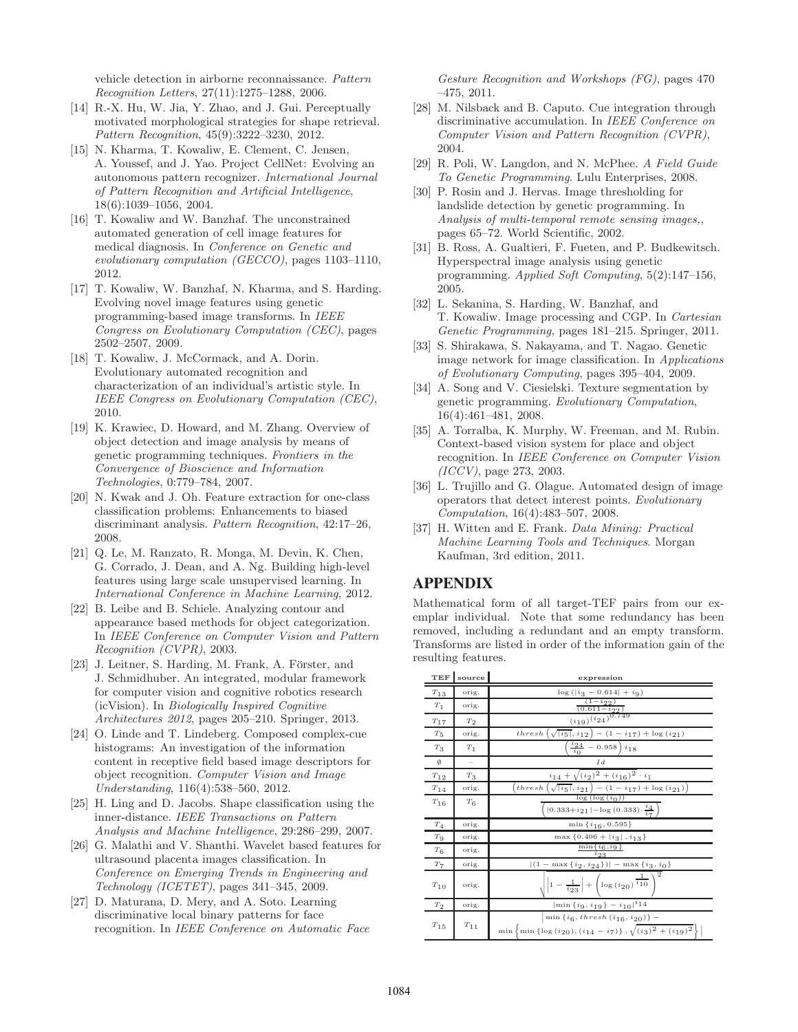vehicle detection in airborne reconnaissance. *Pattern Recognition Letters*, 27(11):1275–1288, 2006.

[14] R.-X. Hu, W. Jia, Y. Zhao, and J. Gui. Perceptually motivated morphological strategies for shape retrieval. *Pattern Recognition*, 45(9):3222–3230, 2012.

[15] N. Kharma, T. Kowaliw, E. Clement, C. Jensen, A. Youssef, and J. Yao. Project CellNet: Evolving an autonomous pattern recognizer. *International Journal of Pattern Recognition and Artificial Intelligence*, 18(6):1039–1056, 2004.

[16] T. Kowaliw and W. Banzhaf. The unconstrained automated generation of cell image features for medical diagnosis. In *Conference on Genetic and evolutionary computation (GECCO)*, pages 1103–1110, 2012.

[17] T. Kowaliw, W. Banzhaf, N. Kharma, and S. Harding. Evolving novel image features using genetic programming-based image transforms. In *IEEE Congress on Evolutionary Computation (CEC)*, pages 2502–2507, 2009.

[18] T. Kowaliw, J. McCormack, and A. Dorin. Evolutionary automated recognition and characterization of an individual's artistic style. In *IEEE Congress on Evolutionary Computation (CEC)*, 2010.

[19] K. Krawiec, D. Howard, and M. Zhang. Overview of object detection and image analysis by means of genetic programming techniques. *Frontiers in the Convergence of Bioscience and Information Technologies*, 0:779–784, 2007.

[20] N. Kwak and J. Oh. Feature extraction for one-class classification problems: Enhancements to biased discriminant analysis. *Pattern Recognition*, 42:17–26, 2008.

[21] Q. Le, M. Ranzato, R. Monga, M. Devin, K. Chen, G. Corrado, J. Dean, and A. Ng. Building high-level features using large scale unsupervised learning. In *International Conference in Machine Learning*, 2012.

[22] B. Leibe and B. Schiele. Analyzing contour and appearance based methods for object categorization. In *IEEE Conference on Computer Vision and Pattern Recognition (CVPR)*, 2003.

[23] J. Leitner, S. Harding, M. Frank, A. Förster, and J. Schmidhuber. An integrated, modular framework for computer vision and cognitive robotics research (icVision). In *Biologically Inspired Cognitive Architectures 2012*, pages 205–210. Springer, 2013.

[24] O. Linde and T. Lindeberg. Composed complex-cue histograms: An investigation of the information content in receptive field based image descriptors for object recognition. *Computer Vision and Image Understanding*, 116(4):538–560, 2012.

[25] H. Ling and D. Jacobs. Shape classification using the inner-distance. *IEEE Transactions on Pattern Analysis and Machine Intelligence*, 29:286–299, 2007.

[26] G. Malathi and V. Shanthi. Wavelet based features for ultrasound placenta images classification. In *Conference on Emerging Trends in Engineering and Technology (ICETET)*, pages 341–345, 2009.

[27] D. Maturana, D. Mery, and A. Soto. Learning discriminative local binary patterns for face recognition. In *IEEE Conference on Automatic Face Gesture Recognition and Workshops (FG)*, pages 470–475, 2011.

[28] M. Nilsback and B. Caputo. Cue integration through discriminative accumulation. In *IEEE Conference on Computer Vision and Pattern Recognition (CVPR)*, 2004.

[29] R. Poli, W. Langdon, and N. McPhee. *A Field Guide To Genetic Programming*. Lulu Enterprises, 2008.

[30] P. Rosin and J. Hervas. Image thresholding for landslide detection by genetic programming. In *Analysis of multi-temporal remote sensing images,*, pages 65–72. World Scientific, 2002.

[31] B. Ross, A. Gualtieri, F. Fueten, and P. Budkewitsch. Hyperspectral image analysis using genetic programming. *Applied Soft Computing*, 5(2):147–156, 2005.

[32] L. Sekanina, S. Harding, W. Banzhaf, and T. Kowaliw. Image processing and CGP. In *Cartesian Genetic Programming*, pages 181–215. Springer, 2011.

[33] S. Shirakawa, S. Nakayama, and T. Nagao. Genetic image network for image classification. In *Applications of Evolutionary Computing*, pages 395–404, 2009.

[34] A. Song and V. Ciesielski. Texture segmentation by genetic programming. *Evolutionary Computation*, 16(4):461–481, 2008.

[35] A. Torralba, K. Murphy, W. Freeman, and M. Rubin. Context-based vision system for place and object recognition. In *IEEE Conference on Computer Vision (ICCV)*, page 273, 2003.

[36] L. Trujillo and G. Olague. Automated design of image operators that detect interest points. *Evolutionary Computation*, 16(4):483–507, 2008.

[37] H. Witten and E. Frank. *Data Mining: Practical Machine Learning Tools and Techniques*. Morgan Kaufman, 3rd edition, 2011.

## APPENDIX

Mathematical form of all target-TEF pairs from our exemplar individual. Note that some redundancy has been removed, including a redundant and an empty transform. Transforms are listed in order of the information gain of the resulting features.

| TEF | source | expression |
|---|---|---|
| $T_{13}$ | orig. | $\log\left(\lvert i_3 - 0.614\rvert + i_9\right)$ |
| $T_1$ | orig. | $\frac{(1-i_{22})}{(0.611-i_{22})}$ |
| $T_{17}$ | $T_2$ | $(i_{19})^{(i_{24})^{0.749}}$ |
| $T_5$ | orig. | $thresh\left(\sqrt{\lvert i_5\rvert}, i_{12}\right) - (1 - i_{17}) + \log(i_{21})$ |
| $T_3$ | $T_1$ | $\left(\frac{i_{24}}{i_0} - 0.958\right) i_{18}$ |
| $\emptyset$ | – | $Id$ |
| $T_{12}$ | $T_3$ | $i_{14} + \sqrt{(i_2)^2 + (i_{16})^2 \cdot i_1}$ |
| $T_{14}$ | orig. | $\left(thresh\left(\sqrt{\lvert i_5\rvert}, i_{21}\right) - (1 - i_{17}) + \log(i_{21})\right)$ |
| $T_{16}$ | $T_6$ | $\frac{\log(\log(i_0))}{\left(\lvert 0.333 + i_{21}\rvert - \log(0.333) \cdot \frac{i_4}{i_7}\right)}$ |
| $T_4$ | orig. | $\min\{i_{16}, 0.595\}$ |
| $T_9$ | orig. | $\max\{0.406 + \lvert i_3\rvert, i_{13}\}$ |
| $T_6$ | orig. | $\frac{\min\{i_6, i_9\}}{i_{23}}$ |
| $T_7$ | orig. | $\lvert(1 - \max\{i_2, i_{24}\})\rvert - \max\{i_3, i_0\}$ |
| $T_{10}$ | orig. | $\sqrt{\left\lvert 1 - \frac{1}{i_{23}}\right\rvert + \left(\log(i_{20})^{\frac{1}{i_{10}}}\right)^2}$ |
| $T_2$ | orig. | $\lvert\min\{i_9, i_{19}\} - i_{10}\rvert^{i_{14}}$ |
| $T_{15}$ | $T_{11}$ | $\left\lvert \min\{i_6, thresh(i_{16}, i_{20})\} - \min\left\{\min\{\log(i_{20}), (i_{14} - i_7)\}, \sqrt{(i_3)^2 + (i_{19})^2}\right\}\right\rvert$ |